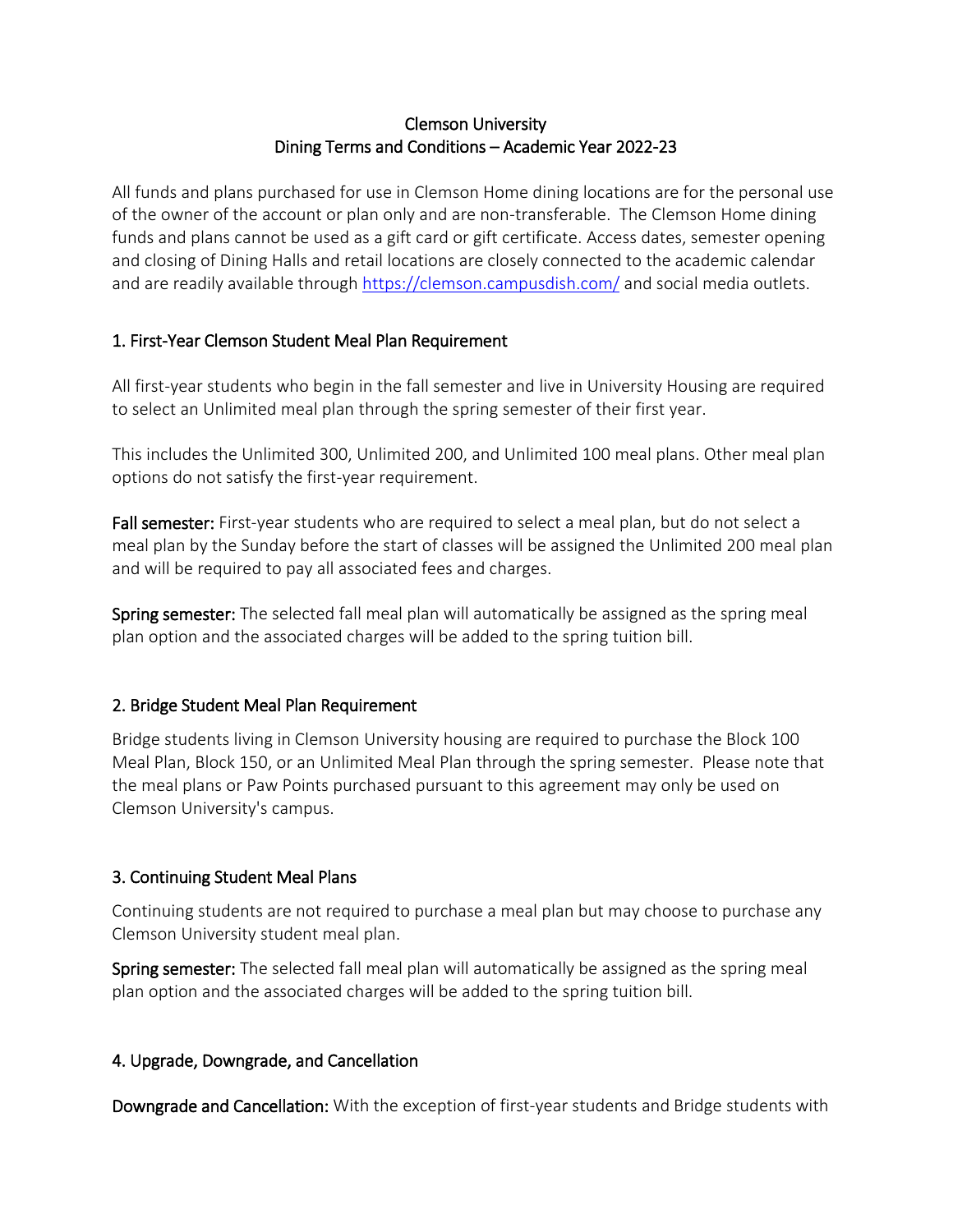# Clemson University
## Dining Terms and Conditions – Academic Year 2022-23

All funds and plans purchased for use in Clemson Home dining locations are for the personal use of the owner of the account or plan only and are non-transferable. The Clemson Home dining funds and plans cannot be used as a gift card or gift certificate. Access dates, semester opening and closing of Dining Halls and retail locations are closely connected to the academic calendar and are readily available through https://clemson.campusdish.com/ and social media outlets.

### 1. First-Year Clemson Student Meal Plan Requirement

All first-year students who begin in the fall semester and live in University Housing are required to select an Unlimited meal plan through the spring semester of their first year.

This includes the Unlimited 300, Unlimited 200, and Unlimited 100 meal plans. Other meal plan options do not satisfy the first-year requirement.

**Fall semester:** First-year students who are required to select a meal plan, but do not select a meal plan by the Sunday before the start of classes will be assigned the Unlimited 200 meal plan and will be required to pay all associated fees and charges.

**Spring semester:** The selected fall meal plan will automatically be assigned as the spring meal plan option and the associated charges will be added to the spring tuition bill.

### 2. Bridge Student Meal Plan Requirement

Bridge students living in Clemson University housing are required to purchase the Block 100 Meal Plan, Block 150, or an Unlimited Meal Plan through the spring semester. Please note that the meal plans or Paw Points purchased pursuant to this agreement may only be used on Clemson University's campus.

### 3. Continuing Student Meal Plans

Continuing students are not required to purchase a meal plan but may choose to purchase any Clemson University student meal plan.

**Spring semester:** The selected fall meal plan will automatically be assigned as the spring meal plan option and the associated charges will be added to the spring tuition bill.

### 4. Upgrade, Downgrade, and Cancellation

**Downgrade and Cancellation:** With the exception of first-year students and Bridge students with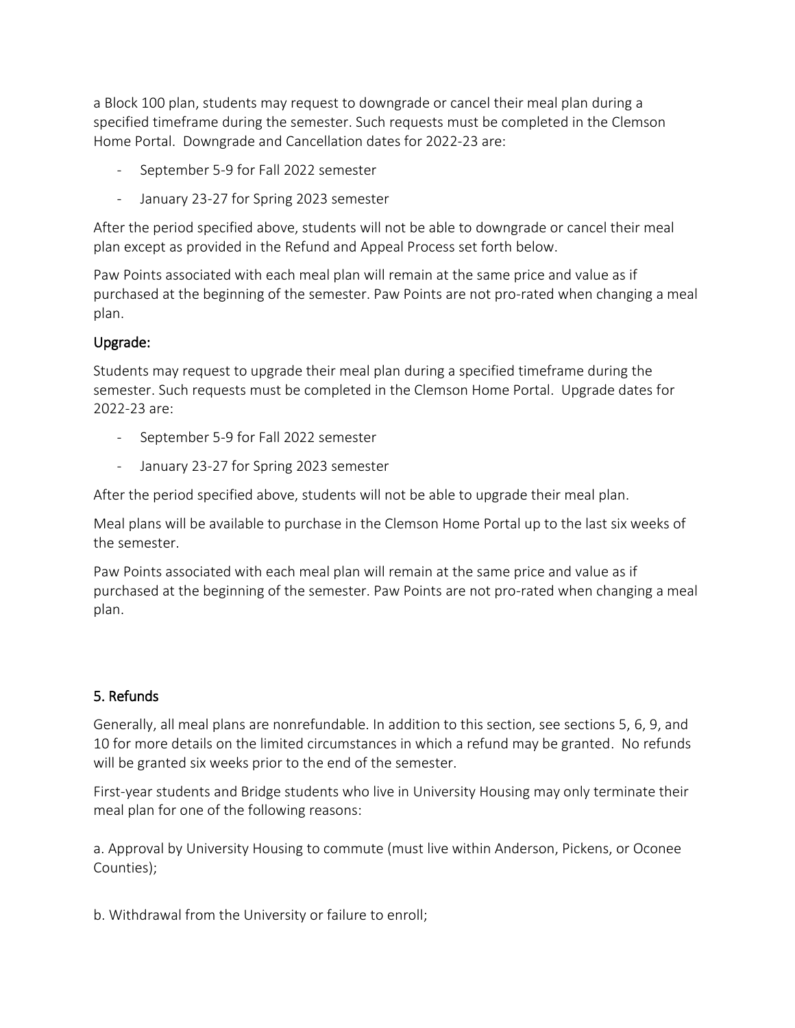a Block 100 plan, students may request to downgrade or cancel their meal plan during a specified timeframe during the semester. Such requests must be completed in the Clemson Home Portal. Downgrade and Cancellation dates for 2022-23 are:

- September 5-9 for Fall 2022 semester
- January 23-27 for Spring 2023 semester

After the period specified above, students will not be able to downgrade or cancel their meal plan except as provided in the Refund and Appeal Process set forth below.

Paw Points associated with each meal plan will remain at the same price and value as if purchased at the beginning of the semester. Paw Points are not pro-rated when changing a meal plan.

## Upgrade:

Students may request to upgrade their meal plan during a specified timeframe during the semester. Such requests must be completed in the Clemson Home Portal. Upgrade dates for 2022-23 are:

- September 5-9 for Fall 2022 semester
- January 23-27 for Spring 2023 semester

After the period specified above, students will not be able to upgrade their meal plan.

Meal plans will be available to purchase in the Clemson Home Portal up to the last six weeks of the semester.

Paw Points associated with each meal plan will remain at the same price and value as if purchased at the beginning of the semester. Paw Points are not pro-rated when changing a meal plan.

## 5. Refunds

Generally, all meal plans are nonrefundable. In addition to this section, see sections 5, 6, 9, and 10 for more details on the limited circumstances in which a refund may be granted. No refunds will be granted six weeks prior to the end of the semester.

First-year students and Bridge students who live in University Housing may only terminate their meal plan for one of the following reasons:

a. Approval by University Housing to commute (must live within Anderson, Pickens, or Oconee Counties);

b. Withdrawal from the University or failure to enroll;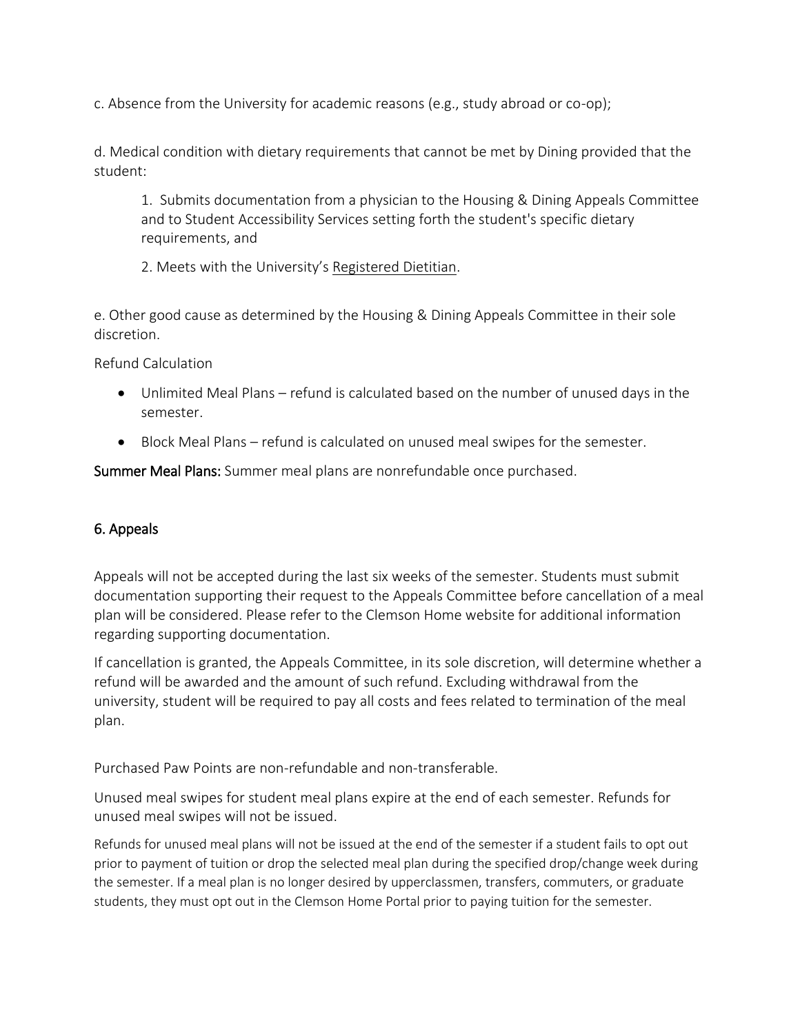c. Absence from the University for academic reasons (e.g., study abroad or co-op);

d. Medical condition with dietary requirements that cannot be met by Dining provided that the student:

> 1. Submits documentation from a physician to the Housing & Dining Appeals Committee and to Student Accessibility Services setting forth the student's specific dietary requirements, and
>
> 2. Meets with the University's Registered Dietitian.

e. Other good cause as determined by the Housing & Dining Appeals Committee in their sole discretion.

Refund Calculation

- Unlimited Meal Plans – refund is calculated based on the number of unused days in the semester.
- Block Meal Plans – refund is calculated on unused meal swipes for the semester.

**Summer Meal Plans:** Summer meal plans are nonrefundable once purchased.

## 6. Appeals

Appeals will not be accepted during the last six weeks of the semester. Students must submit documentation supporting their request to the Appeals Committee before cancellation of a meal plan will be considered. Please refer to the Clemson Home website for additional information regarding supporting documentation.

If cancellation is granted, the Appeals Committee, in its sole discretion, will determine whether a refund will be awarded and the amount of such refund. Excluding withdrawal from the university, student will be required to pay all costs and fees related to termination of the meal plan.

Purchased Paw Points are non-refundable and non-transferable.

Unused meal swipes for student meal plans expire at the end of each semester. Refunds for unused meal swipes will not be issued.

Refunds for unused meal plans will not be issued at the end of the semester if a student fails to opt out prior to payment of tuition or drop the selected meal plan during the specified drop/change week during the semester. If a meal plan is no longer desired by upperclassmen, transfers, commuters, or graduate students, they must opt out in the Clemson Home Portal prior to paying tuition for the semester.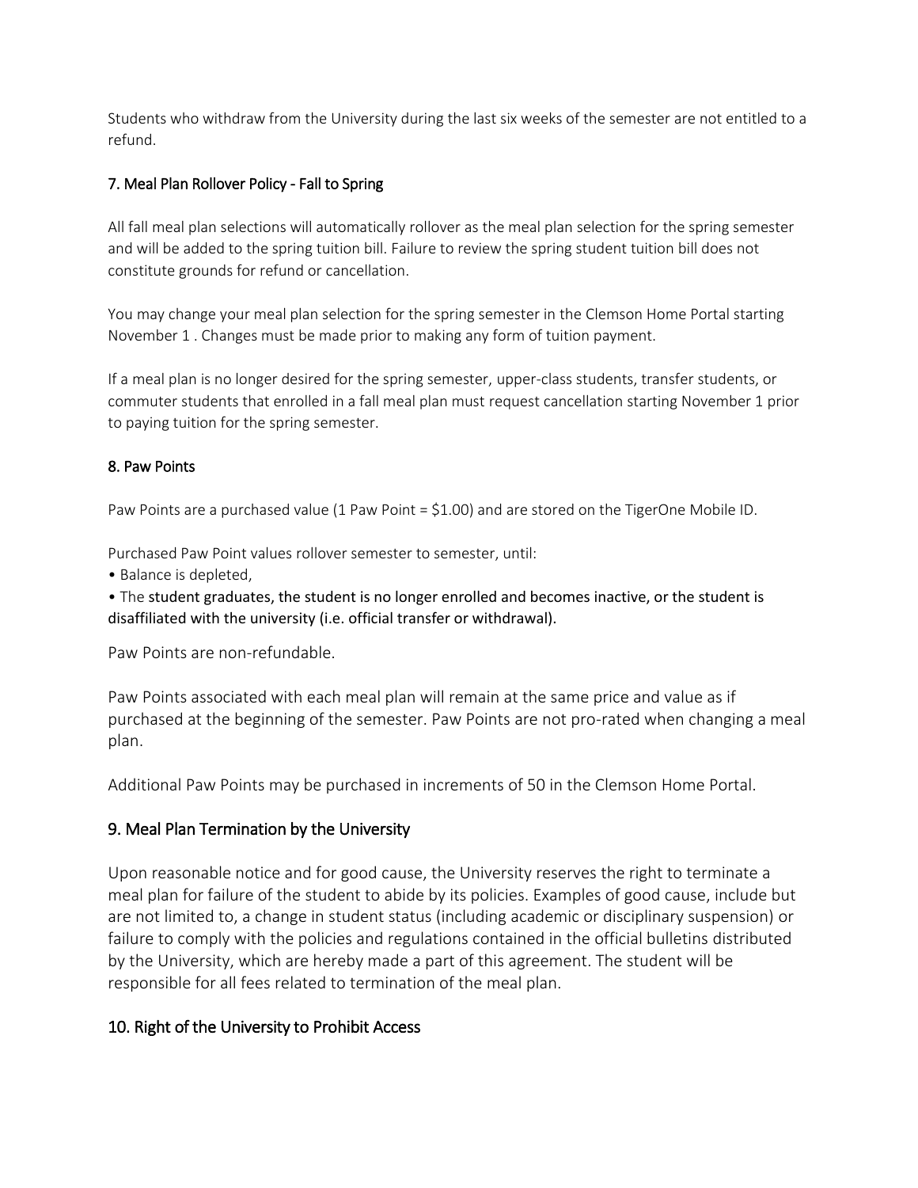Students who withdraw from the University during the last six weeks of the semester are not entitled to a refund.

### 7. Meal Plan Rollover Policy - Fall to Spring

All fall meal plan selections will automatically rollover as the meal plan selection for the spring semester and will be added to the spring tuition bill. Failure to review the spring student tuition bill does not constitute grounds for refund or cancellation.

You may change your meal plan selection for the spring semester in the Clemson Home Portal starting November 1 . Changes must be made prior to making any form of tuition payment.

If a meal plan is no longer desired for the spring semester, upper-class students, transfer students, or commuter students that enrolled in a fall meal plan must request cancellation starting November 1 prior to paying tuition for the spring semester.

### 8. Paw Points

Paw Points are a purchased value (1 Paw Point = $1.00) and are stored on the TigerOne Mobile ID.

Purchased Paw Point values rollover semester to semester, until:

- Balance is depleted,
- The student graduates, the student is no longer enrolled and becomes inactive, or the student is disaffiliated with the university (i.e. official transfer or withdrawal).

Paw Points are non-refundable.

Paw Points associated with each meal plan will remain at the same price and value as if purchased at the beginning of the semester. Paw Points are not pro-rated when changing a meal plan.

Additional Paw Points may be purchased in increments of 50 in the Clemson Home Portal.

### 9. Meal Plan Termination by the University

Upon reasonable notice and for good cause, the University reserves the right to terminate a meal plan for failure of the student to abide by its policies. Examples of good cause, include but are not limited to, a change in student status (including academic or disciplinary suspension) or failure to comply with the policies and regulations contained in the official bulletins distributed by the University, which are hereby made a part of this agreement. The student will be responsible for all fees related to termination of the meal plan.

### 10. Right of the University to Prohibit Access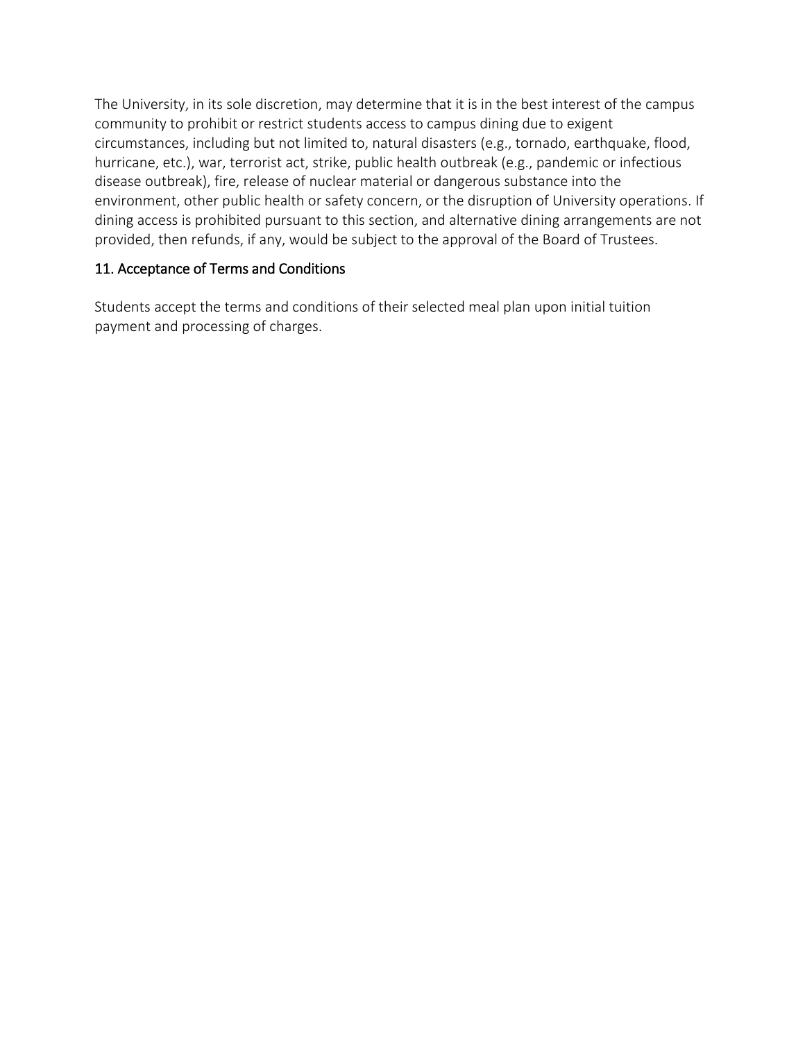The University, in its sole discretion, may determine that it is in the best interest of the campus community to prohibit or restrict students access to campus dining due to exigent circumstances, including but not limited to, natural disasters (e.g., tornado, earthquake, flood, hurricane, etc.), war, terrorist act, strike, public health outbreak (e.g., pandemic or infectious disease outbreak), fire, release of nuclear material or dangerous substance into the environment, other public health or safety concern, or the disruption of University operations. If dining access is prohibited pursuant to this section, and alternative dining arrangements are not provided, then refunds, if any, would be subject to the approval of the Board of Trustees.

## 11. Acceptance of Terms and Conditions

Students accept the terms and conditions of their selected meal plan upon initial tuition payment and processing of charges.